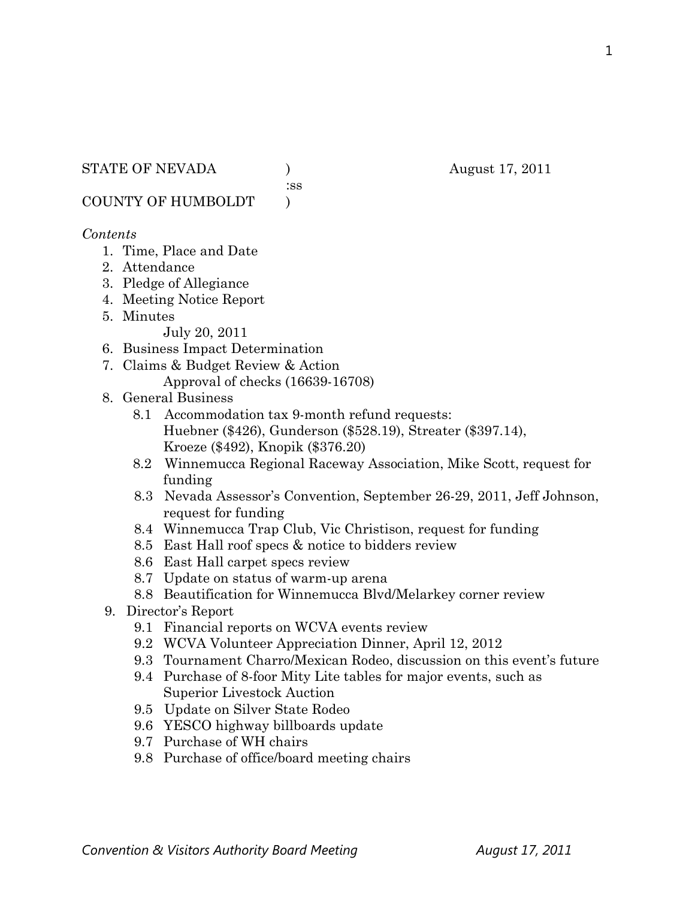STATE OF NEVADA ) August 17, 2011
:ss
COUNTY OF HUMBOLDT )

*Contents*

1. Time, Place and Date
2. Attendance
3. Pledge of Allegiance
4. Meeting Notice Report
5. Minutes
   July 20, 2011
6. Business Impact Determination
7. Claims & Budget Review & Action
   Approval of checks (16639-16708)
8. General Business
   - 8.1 Accommodation tax 9-month refund requests: Huebner ($426), Gunderson ($528.19), Streater ($397.14), Kroeze ($492), Knopik ($376.20)
   - 8.2 Winnemucca Regional Raceway Association, Mike Scott, request for funding
   - 8.3 Nevada Assessor's Convention, September 26-29, 2011, Jeff Johnson, request for funding
   - 8.4 Winnemucca Trap Club, Vic Christison, request for funding
   - 8.5 East Hall roof specs & notice to bidders review
   - 8.6 East Hall carpet specs review
   - 8.7 Update on status of warm-up arena
   - 8.8 Beautification for Winnemucca Blvd/Melarkey corner review
9. Director's Report
   - 9.1 Financial reports on WCVA events review
   - 9.2 WCVA Volunteer Appreciation Dinner, April 12, 2012
   - 9.3 Tournament Charro/Mexican Rodeo, discussion on this event's future
   - 9.4 Purchase of 8-foor Mity Lite tables for major events, such as Superior Livestock Auction
   - 9.5 Update on Silver State Rodeo
   - 9.6 YESCO highway billboards update
   - 9.7 Purchase of WH chairs
   - 9.8 Purchase of office/board meeting chairs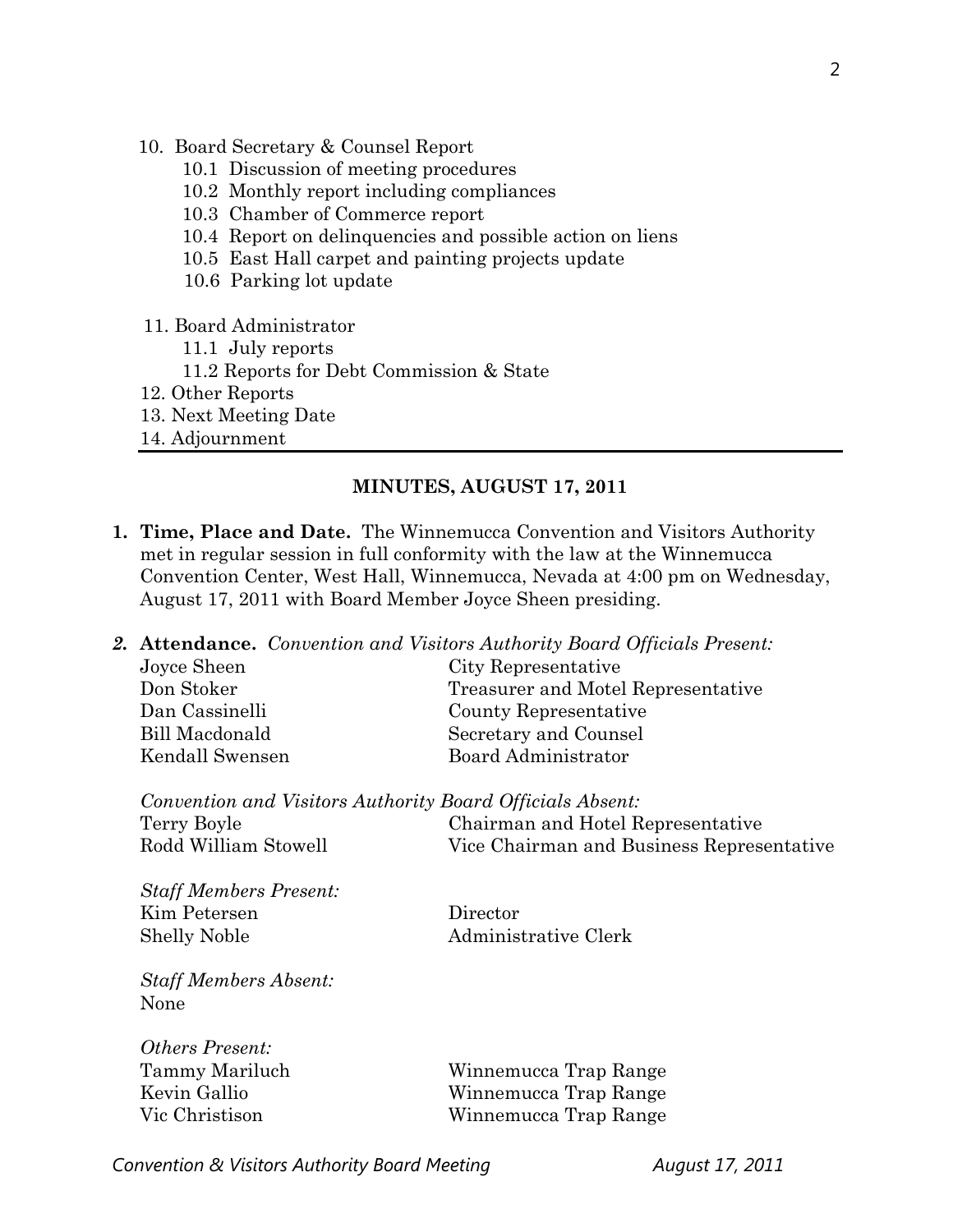10. Board Secretary & Counsel Report
    10.1 Discussion of meeting procedures
    10.2 Monthly report including compliances
    10.3 Chamber of Commerce report
    10.4 Report on delinquencies and possible action on liens
    10.5 East Hall carpet and painting projects update
    10.6 Parking lot update

11. Board Administrator
    11.1 July reports
    11.2 Reports for Debt Commission & State
12. Other Reports
13. Next Meeting Date
14. Adjournment

---

## MINUTES, AUGUST 17, 2011

1. **Time, Place and Date.** The Winnemucca Convention and Visitors Authority met in regular session in full conformity with the law at the Winnemucca Convention Center, West Hall, Winnemucca, Nevada at 4:00 pm on Wednesday, August 17, 2011 with Board Member Joyce Sheen presiding.

2. **Attendance.** *Convention and Visitors Authority Board Officials Present:*

| | |
|---|---|
| Joyce Sheen | City Representative |
| Don Stoker | Treasurer and Motel Representative |
| Dan Cassinelli | County Representative |
| Bill Macdonald | Secretary and Counsel |
| Kendall Swensen | Board Administrator |

*Convention and Visitors Authority Board Officials Absent:*

| | |
|---|---|
| Terry Boyle | Chairman and Hotel Representative |
| Rodd William Stowell | Vice Chairman and Business Representative |

*Staff Members Present:*

| | |
|---|---|
| Kim Petersen | Director |
| Shelly Noble | Administrative Clerk |

*Staff Members Absent:*
None

*Others Present:*

| | |
|---|---|
| Tammy Mariluch | Winnemucca Trap Range |
| Kevin Gallio | Winnemucca Trap Range |
| Vic Christison | Winnemucca Trap Range |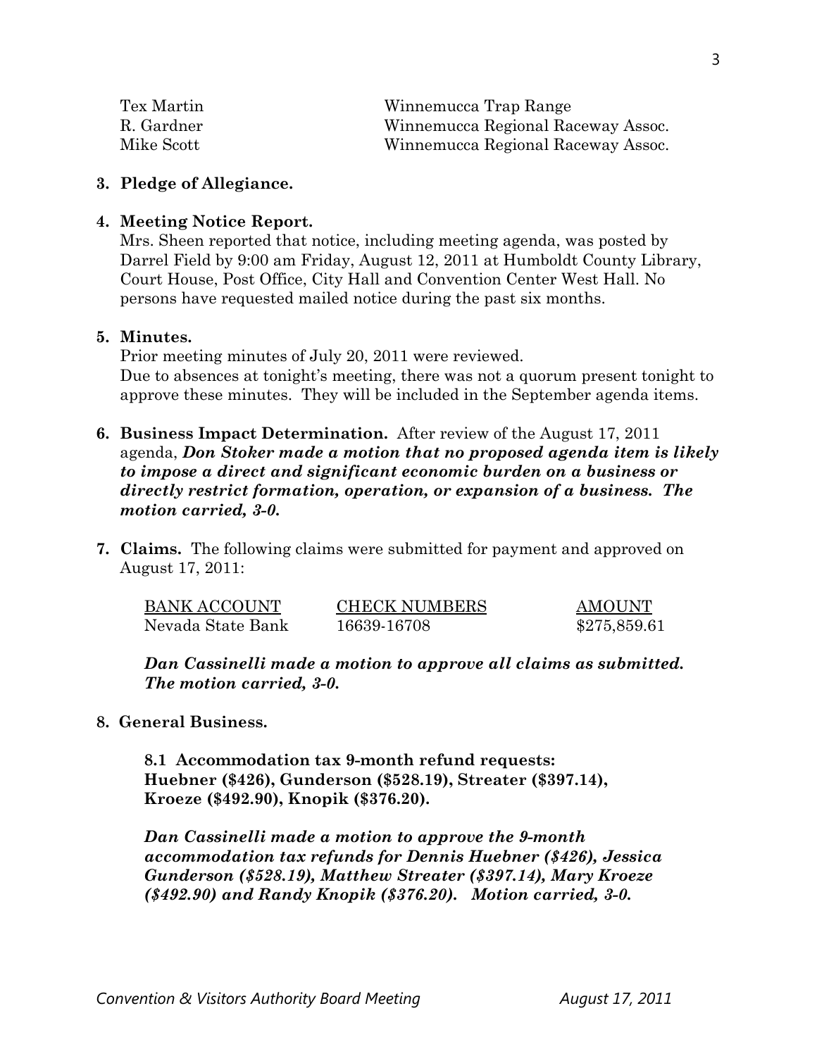| | |
|---|---|
| Tex Martin | Winnemucca Trap Range |
| R. Gardner | Winnemucca Regional Raceway Assoc. |
| Mike Scott | Winnemucca Regional Raceway Assoc. |

**3. Pledge of Allegiance.**

**4. Meeting Notice Report.**

Mrs. Sheen reported that notice, including meeting agenda, was posted by Darrel Field by 9:00 am Friday, August 12, 2011 at Humboldt County Library, Court House, Post Office, City Hall and Convention Center West Hall. No persons have requested mailed notice during the past six months.

**5. Minutes.**

Prior meeting minutes of July 20, 2011 were reviewed.
Due to absences at tonight's meeting, there was not a quorum present tonight to approve these minutes. They will be included in the September agenda items.

**6. Business Impact Determination.** After review of the August 17, 2011 agenda, ***Don Stoker made a motion that no proposed agenda item is likely to impose a direct and significant economic burden on a business or directly restrict formation, operation, or expansion of a business. The motion carried, 3-0.***

**7. Claims.** The following claims were submitted for payment and approved on August 17, 2011:

| BANK ACCOUNT | CHECK NUMBERS | AMOUNT |
|---|---|---|
| Nevada State Bank | 16639-16708 | $275,859.61 |

***Dan Cassinelli made a motion to approve all claims as submitted. The motion carried, 3-0.***

**8. General Business.**

**8.1 Accommodation tax 9-month refund requests: Huebner ($426), Gunderson ($528.19), Streater ($397.14), Kroeze ($492.90), Knopik ($376.20).**

***Dan Cassinelli made a motion to approve the 9-month accommodation tax refunds for Dennis Huebner ($426), Jessica Gunderson ($528.19), Matthew Streater ($397.14), Mary Kroeze ($492.90) and Randy Knopik ($376.20). Motion carried, 3-0.***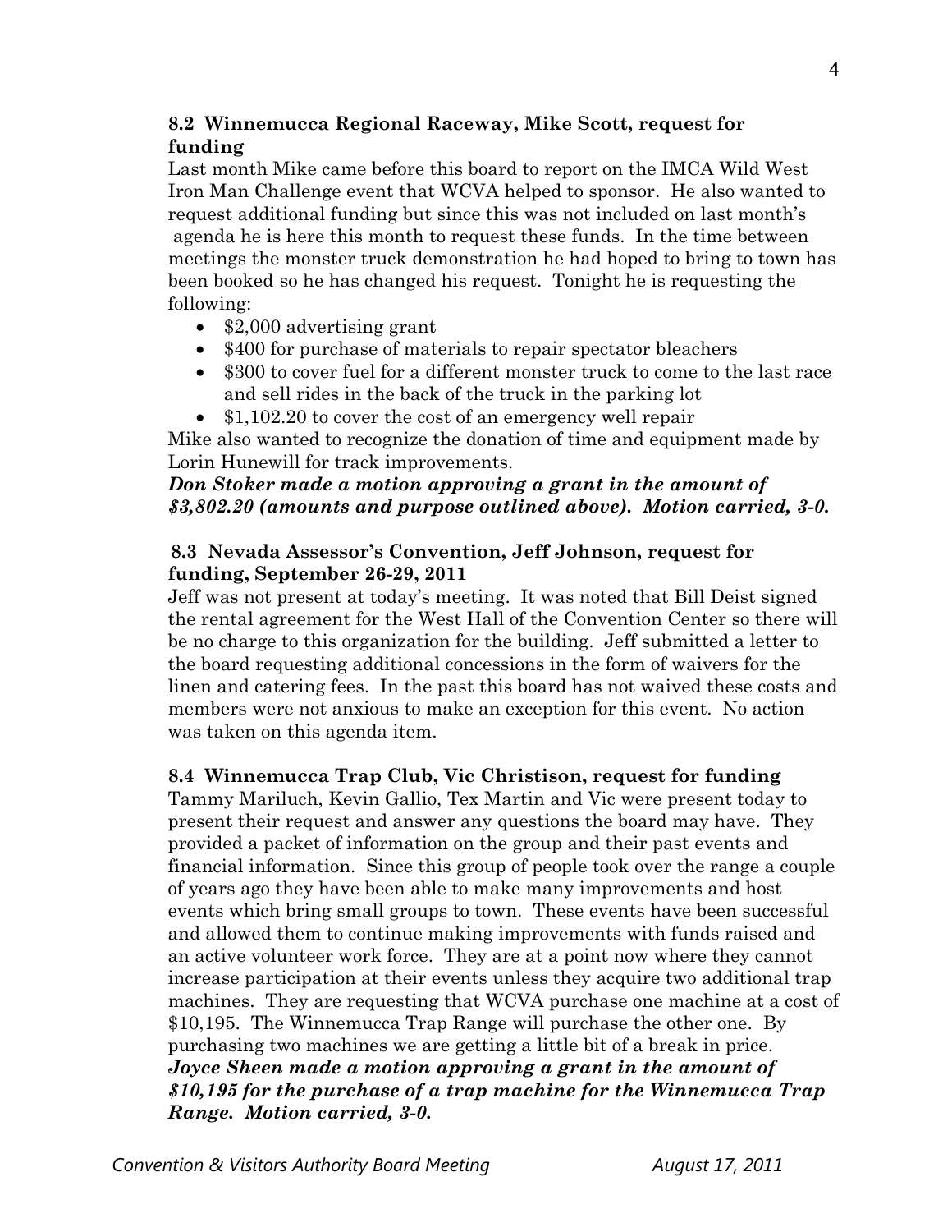**8.2 Winnemucca Regional Raceway, Mike Scott, request for funding**

Last month Mike came before this board to report on the IMCA Wild West Iron Man Challenge event that WCVA helped to sponsor. He also wanted to request additional funding but since this was not included on last month's agenda he is here this month to request these funds. In the time between meetings the monster truck demonstration he had hoped to bring to town has been booked so he has changed his request. Tonight he is requesting the following:

- $2,000 advertising grant
- $400 for purchase of materials to repair spectator bleachers
- $300 to cover fuel for a different monster truck to come to the last race and sell rides in the back of the truck in the parking lot
- $1,102.20 to cover the cost of an emergency well repair

Mike also wanted to recognize the donation of time and equipment made by Lorin Hunewill for track improvements.

***Don Stoker made a motion approving a grant in the amount of $3,802.20 (amounts and purpose outlined above). Motion carried, 3-0.***

**8.3 Nevada Assessor's Convention, Jeff Johnson, request for funding, September 26-29, 2011**

Jeff was not present at today's meeting. It was noted that Bill Deist signed the rental agreement for the West Hall of the Convention Center so there will be no charge to this organization for the building. Jeff submitted a letter to the board requesting additional concessions in the form of waivers for the linen and catering fees. In the past this board has not waived these costs and members were not anxious to make an exception for this event. No action was taken on this agenda item.

**8.4 Winnemucca Trap Club, Vic Christison, request for funding**

Tammy Mariluch, Kevin Gallio, Tex Martin and Vic were present today to present their request and answer any questions the board may have. They provided a packet of information on the group and their past events and financial information. Since this group of people took over the range a couple of years ago they have been able to make many improvements and host events which bring small groups to town. These events have been successful and allowed them to continue making improvements with funds raised and an active volunteer work force. They are at a point now where they cannot increase participation at their events unless they acquire two additional trap machines. They are requesting that WCVA purchase one machine at a cost of $10,195. The Winnemucca Trap Range will purchase the other one. By purchasing two machines we are getting a little bit of a break in price.

***Joyce Sheen made a motion approving a grant in the amount of $10,195 for the purchase of a trap machine for the Winnemucca Trap Range. Motion carried, 3-0.***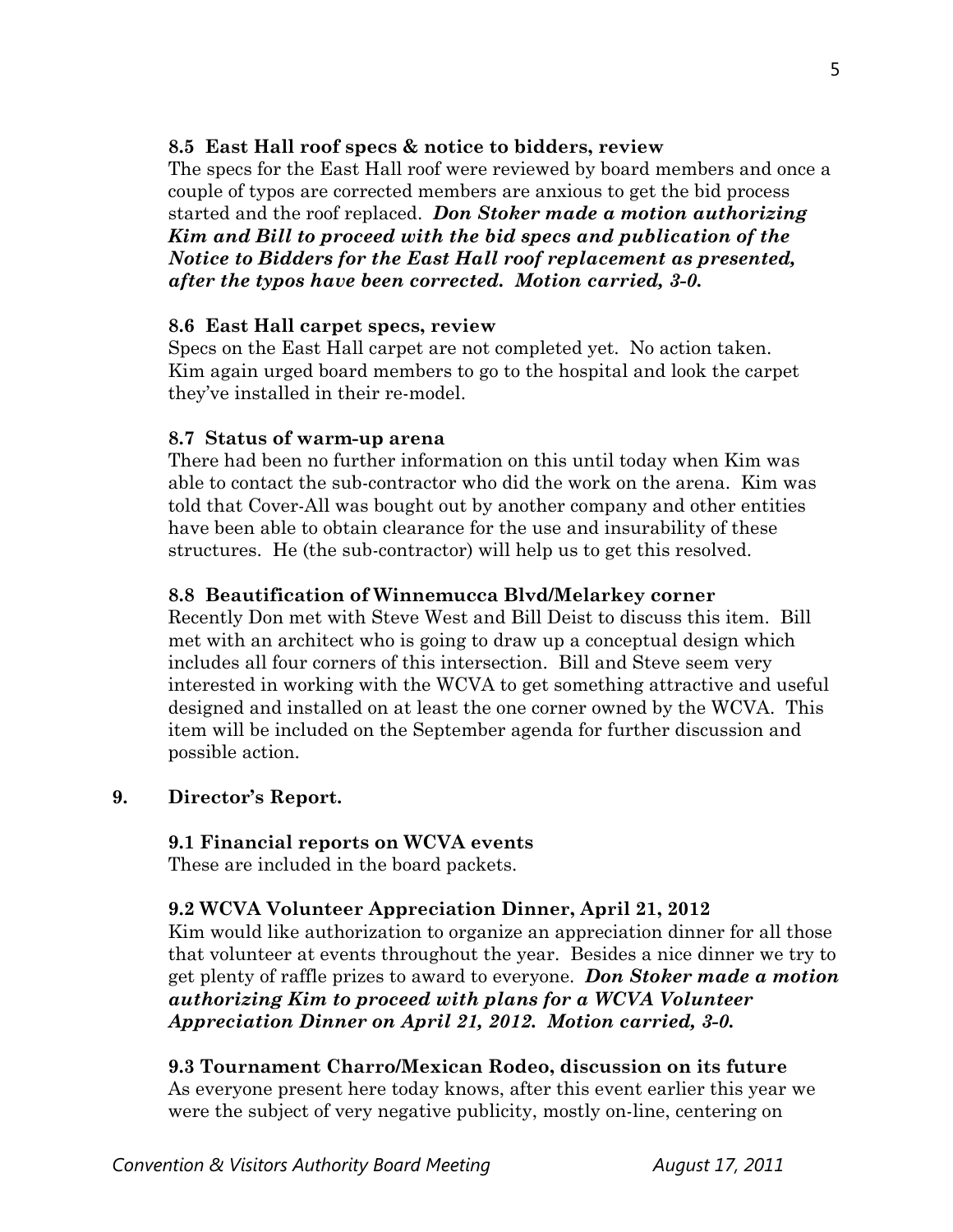**8.5 East Hall roof specs & notice to bidders, review**

The specs for the East Hall roof were reviewed by board members and once a couple of typos are corrected members are anxious to get the bid process started and the roof replaced. ***Don Stoker made a motion authorizing Kim and Bill to proceed with the bid specs and publication of the Notice to Bidders for the East Hall roof replacement as presented, after the typos have been corrected. Motion carried, 3-0.***

**8.6 East Hall carpet specs, review**

Specs on the East Hall carpet are not completed yet. No action taken. Kim again urged board members to go to the hospital and look the carpet they've installed in their re-model.

**8.7 Status of warm-up arena**

There had been no further information on this until today when Kim was able to contact the sub-contractor who did the work on the arena. Kim was told that Cover-All was bought out by another company and other entities have been able to obtain clearance for the use and insurability of these structures. He (the sub-contractor) will help us to get this resolved.

**8.8 Beautification of Winnemucca Blvd/Melarkey corner**

Recently Don met with Steve West and Bill Deist to discuss this item. Bill met with an architect who is going to draw up a conceptual design which includes all four corners of this intersection. Bill and Steve seem very interested in working with the WCVA to get something attractive and useful designed and installed on at least the one corner owned by the WCVA. This item will be included on the September agenda for further discussion and possible action.

**9. Director's Report.**

**9.1 Financial reports on WCVA events**

These are included in the board packets.

**9.2 WCVA Volunteer Appreciation Dinner, April 21, 2012**

Kim would like authorization to organize an appreciation dinner for all those that volunteer at events throughout the year. Besides a nice dinner we try to get plenty of raffle prizes to award to everyone. ***Don Stoker made a motion authorizing Kim to proceed with plans for a WCVA Volunteer Appreciation Dinner on April 21, 2012. Motion carried, 3-0.***

**9.3 Tournament Charro/Mexican Rodeo, discussion on its future**

As everyone present here today knows, after this event earlier this year we were the subject of very negative publicity, mostly on-line, centering on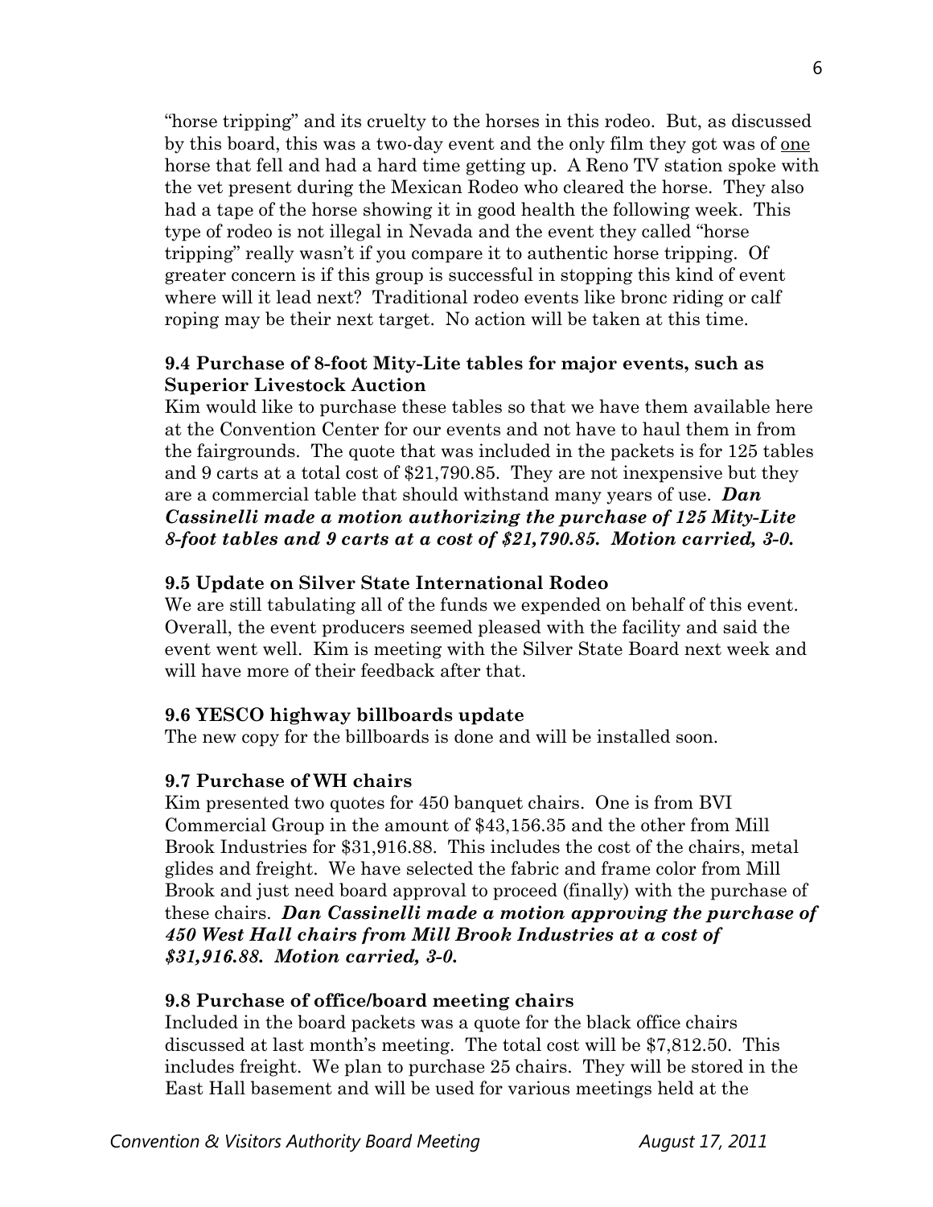"horse tripping" and its cruelty to the horses in this rodeo. But, as discussed by this board, this was a two-day event and the only film they got was of one horse that fell and had a hard time getting up. A Reno TV station spoke with the vet present during the Mexican Rodeo who cleared the horse. They also had a tape of the horse showing it in good health the following week. This type of rodeo is not illegal in Nevada and the event they called "horse tripping" really wasn't if you compare it to authentic horse tripping. Of greater concern is if this group is successful in stopping this kind of event where will it lead next? Traditional rodeo events like bronc riding or calf roping may be their next target. No action will be taken at this time.

**9.4 Purchase of 8-foot Mity-Lite tables for major events, such as Superior Livestock Auction**

Kim would like to purchase these tables so that we have them available here at the Convention Center for our events and not have to haul them in from the fairgrounds. The quote that was included in the packets is for 125 tables and 9 carts at a total cost of $21,790.85. They are not inexpensive but they are a commercial table that should withstand many years of use. ***Dan Cassinelli made a motion authorizing the purchase of 125 Mity-Lite 8-foot tables and 9 carts at a cost of $21,790.85. Motion carried, 3-0.***

**9.5 Update on Silver State International Rodeo**

We are still tabulating all of the funds we expended on behalf of this event. Overall, the event producers seemed pleased with the facility and said the event went well. Kim is meeting with the Silver State Board next week and will have more of their feedback after that.

**9.6 YESCO highway billboards update**

The new copy for the billboards is done and will be installed soon.

**9.7 Purchase of WH chairs**

Kim presented two quotes for 450 banquet chairs. One is from BVI Commercial Group in the amount of $43,156.35 and the other from Mill Brook Industries for $31,916.88. This includes the cost of the chairs, metal glides and freight. We have selected the fabric and frame color from Mill Brook and just need board approval to proceed (finally) with the purchase of these chairs. ***Dan Cassinelli made a motion approving the purchase of 450 West Hall chairs from Mill Brook Industries at a cost of $31,916.88. Motion carried, 3-0.***

**9.8 Purchase of office/board meeting chairs**

Included in the board packets was a quote for the black office chairs discussed at last month's meeting. The total cost will be $7,812.50. This includes freight. We plan to purchase 25 chairs. They will be stored in the East Hall basement and will be used for various meetings held at the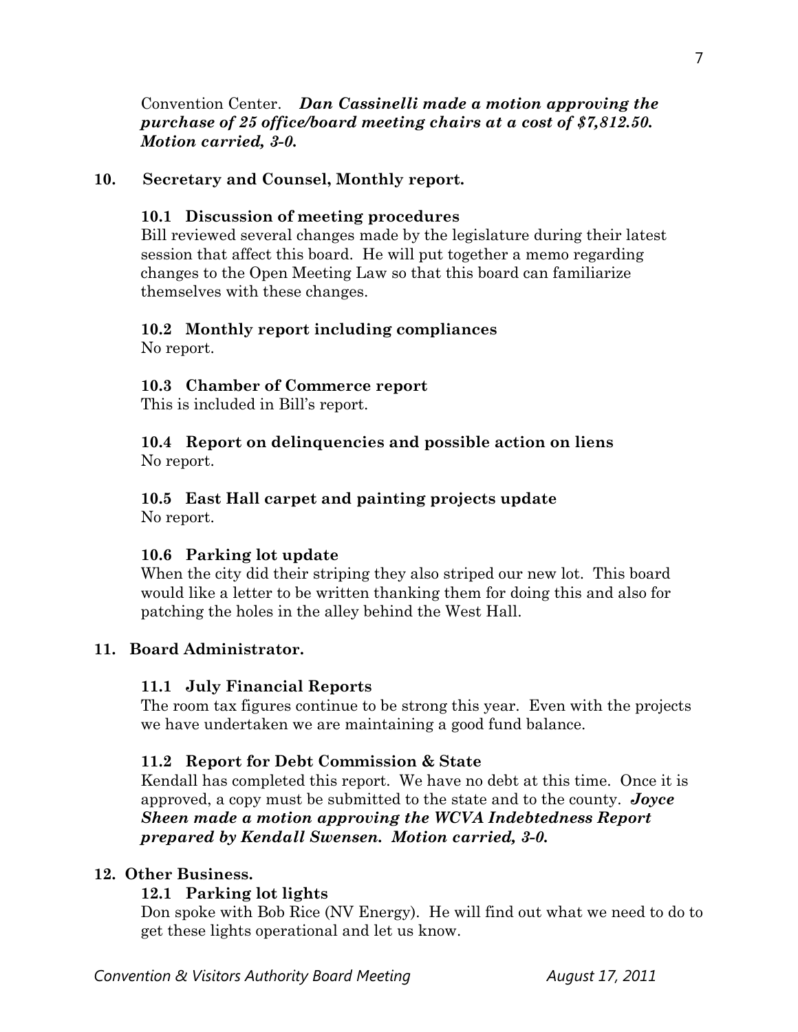Convention Center. ***Dan Cassinelli made a motion approving the purchase of 25 office/board meeting chairs at a cost of $7,812.50. Motion carried, 3-0.***

**10. Secretary and Counsel, Monthly report.**

**10.1 Discussion of meeting procedures**

Bill reviewed several changes made by the legislature during their latest session that affect this board. He will put together a memo regarding changes to the Open Meeting Law so that this board can familiarize themselves with these changes.

**10.2 Monthly report including compliances**

No report.

**10.3 Chamber of Commerce report**

This is included in Bill's report.

**10.4 Report on delinquencies and possible action on liens**

No report.

**10.5 East Hall carpet and painting projects update**

No report.

**10.6 Parking lot update**

When the city did their striping they also striped our new lot. This board would like a letter to be written thanking them for doing this and also for patching the holes in the alley behind the West Hall.

**11. Board Administrator.**

**11.1 July Financial Reports**

The room tax figures continue to be strong this year. Even with the projects we have undertaken we are maintaining a good fund balance.

**11.2 Report for Debt Commission & State**

Kendall has completed this report. We have no debt at this time. Once it is approved, a copy must be submitted to the state and to the county. ***Joyce Sheen made a motion approving the WCVA Indebtedness Report prepared by Kendall Swensen. Motion carried, 3-0.***

**12. Other Business.**

**12.1 Parking lot lights**

Don spoke with Bob Rice (NV Energy). He will find out what we need to do to get these lights operational and let us know.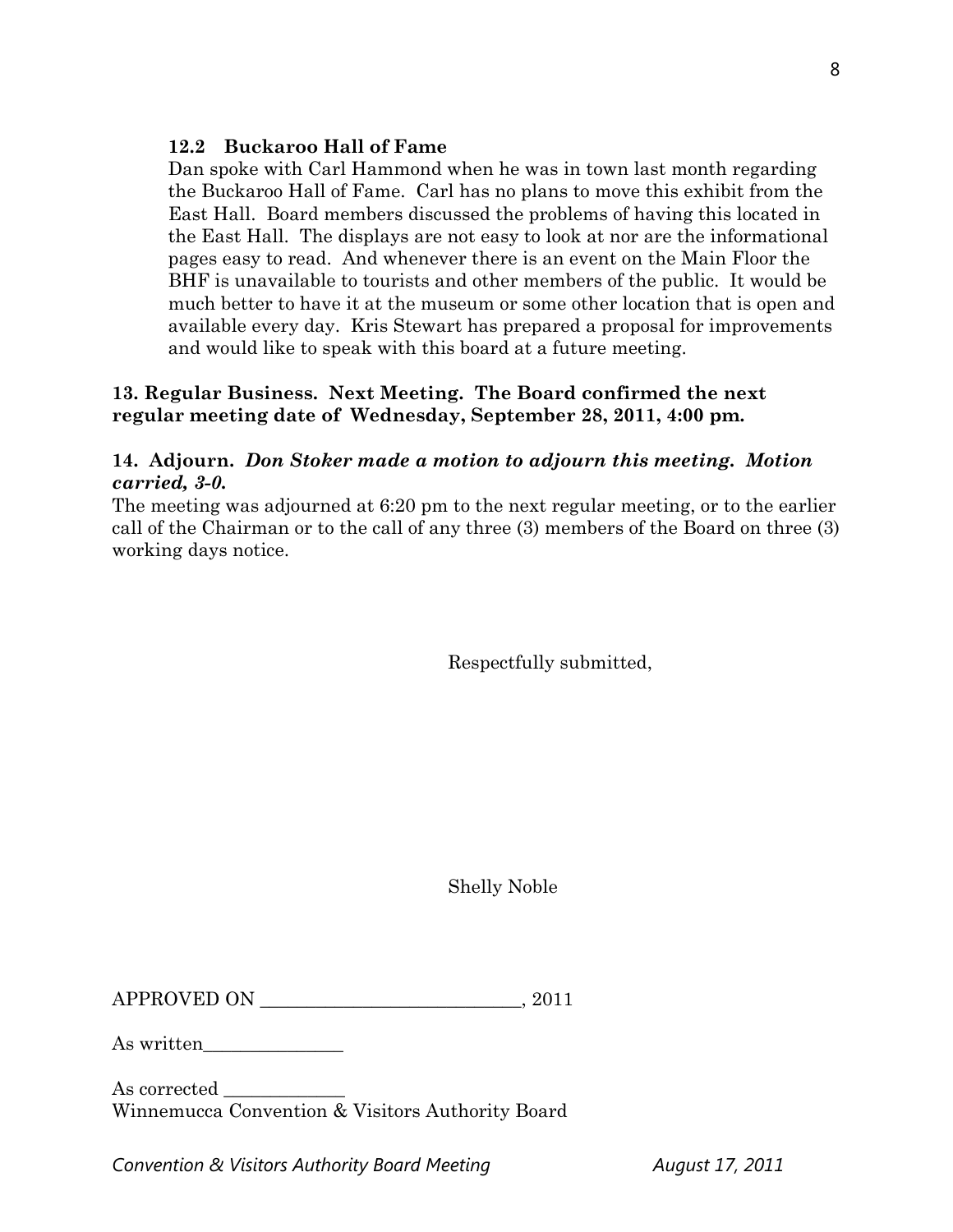### 12.2 Buckaroo Hall of Fame

Dan spoke with Carl Hammond when he was in town last month regarding the Buckaroo Hall of Fame. Carl has no plans to move this exhibit from the East Hall. Board members discussed the problems of having this located in the East Hall. The displays are not easy to look at nor are the informational pages easy to read. And whenever there is an event on the Main Floor the BHF is unavailable to tourists and other members of the public. It would be much better to have it at the museum or some other location that is open and available every day. Kris Stewart has prepared a proposal for improvements and would like to speak with this board at a future meeting.

**13. Regular Business. Next Meeting. The Board confirmed the next regular meeting date of Wednesday, September 28, 2011, 4:00 pm.**

**14. Adjourn.** ***Don Stoker made a motion to adjourn this meeting. Motion carried, 3-0.***

The meeting was adjourned at 6:20 pm to the next regular meeting, or to the earlier call of the Chairman or to the call of any three (3) members of the Board on three (3) working days notice.

Respectfully submitted,

Shelly Noble

APPROVED ON ____________________________, 2011

As written_______________

As corrected _____________

Winnemucca Convention & Visitors Authority Board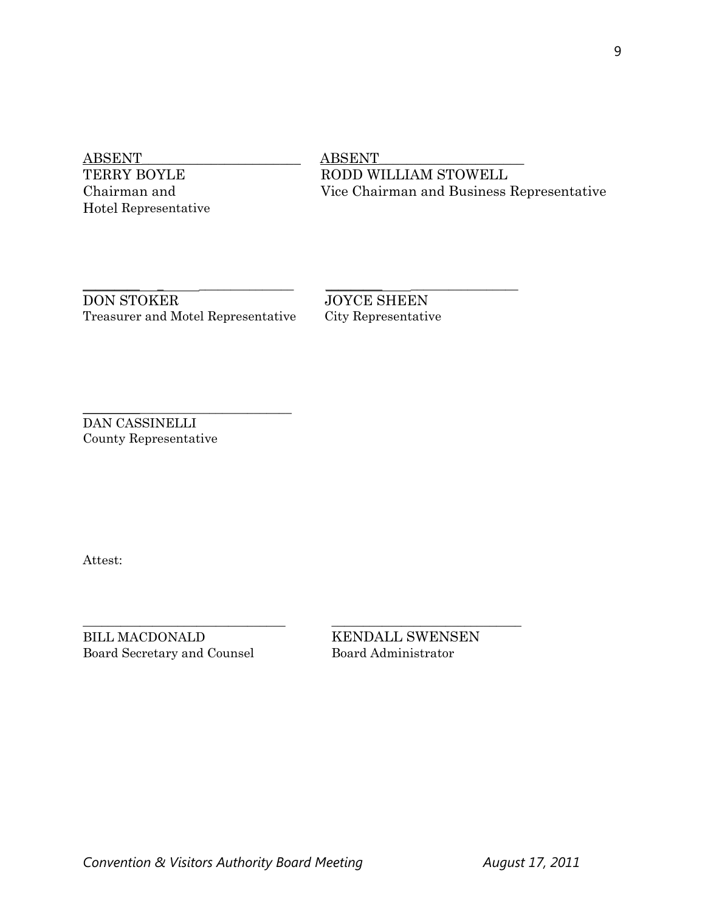ABSENT
TERRY BOYLE
Chairman and
Hotel Representative

ABSENT
RODD WILLIAM STOWELL
Vice Chairman and Business Representative

\_\_\_\_\_\_\_\_\_\_\_\_\_\_\_\_\_\_\_\_\_\_\_\_\_\_\_\_\_\_
DON STOKER
Treasurer and Motel Representative

\_\_\_\_\_\_\_\_\_\_\_\_\_\_\_\_\_\_\_\_\_\_\_\_\_\_\_\_\_\_
JOYCE SHEEN
City Representative

\_\_\_\_\_\_\_\_\_\_\_\_\_\_\_\_\_\_\_\_\_\_\_\_\_\_\_\_\_\_
DAN CASSINELLI
County Representative

Attest:

\_\_\_\_\_\_\_\_\_\_\_\_\_\_\_\_\_\_\_\_\_\_\_\_\_\_\_\_\_\_
BILL MACDONALD
Board Secretary and Counsel

\_\_\_\_\_\_\_\_\_\_\_\_\_\_\_\_\_\_\_\_\_\_\_\_\_\_\_\_\_\_
KENDALL SWENSEN
Board Administrator